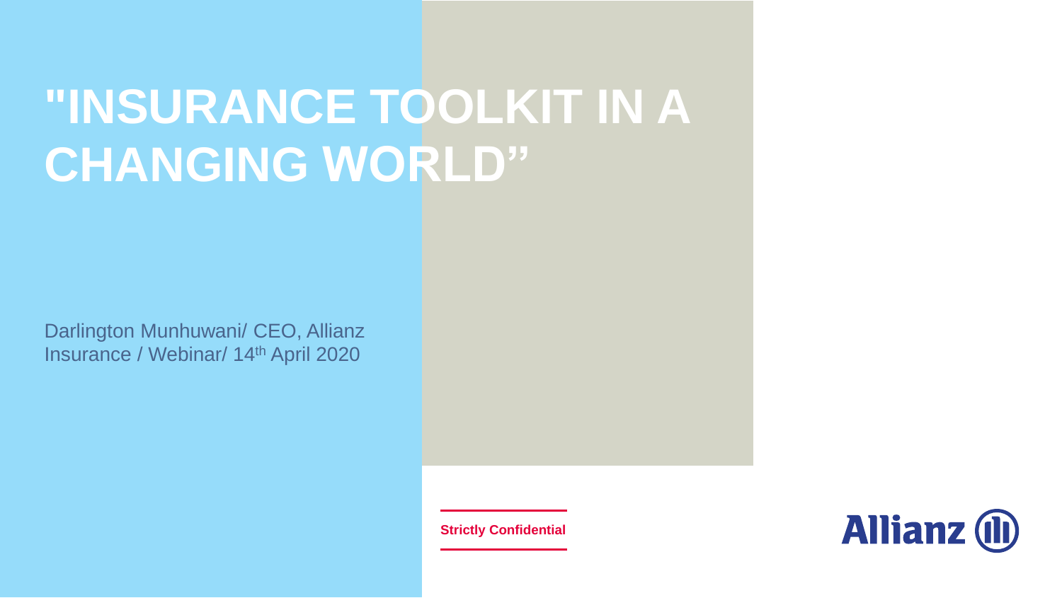# "INSURANCE TOOLKIT IN A CHANGING WORLD”

Darlington Munhuwani/ CEO, Allianz Insurance / Webinar/ 14th April 2020

**Strictly Confidential**

Allianz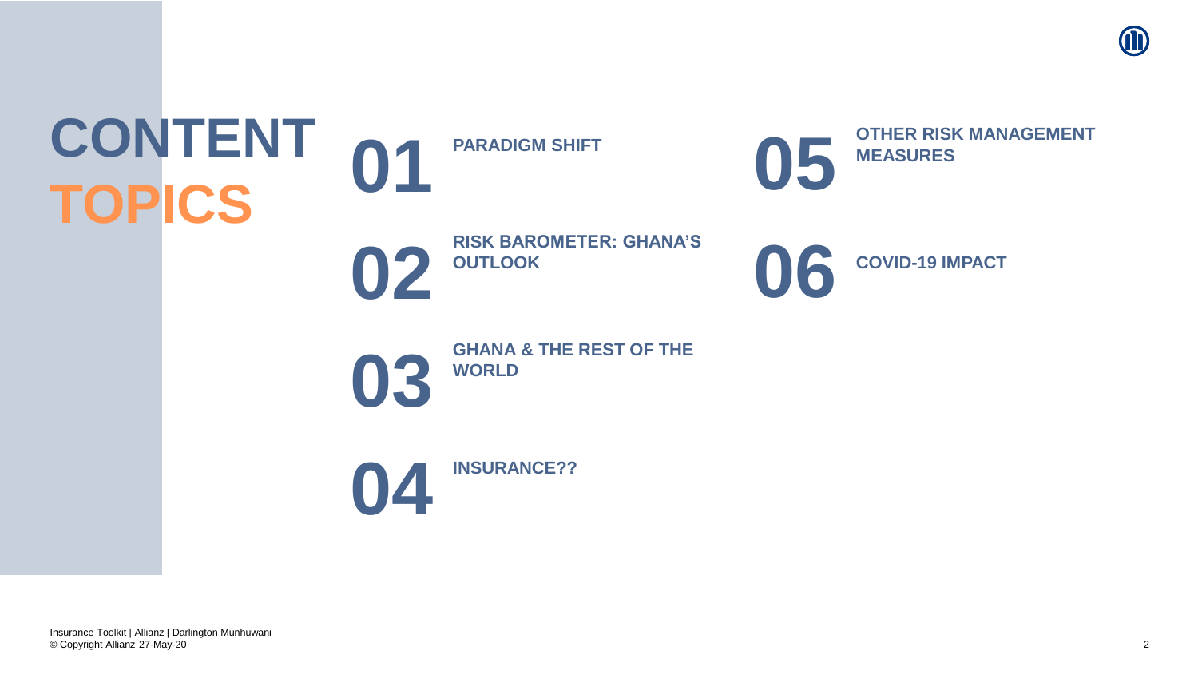# CONTENT TOPICS

**01** PARADIGM SHIFT

**02** RISK BAROMETER: GHANA'S OUTLOOK

**03** GHANA & THE REST OF THE WORLD

**04** INSURANCE??

**05** OTHER RISK MANAGEMENT MEASURES

**06** COVID-19 IMPACT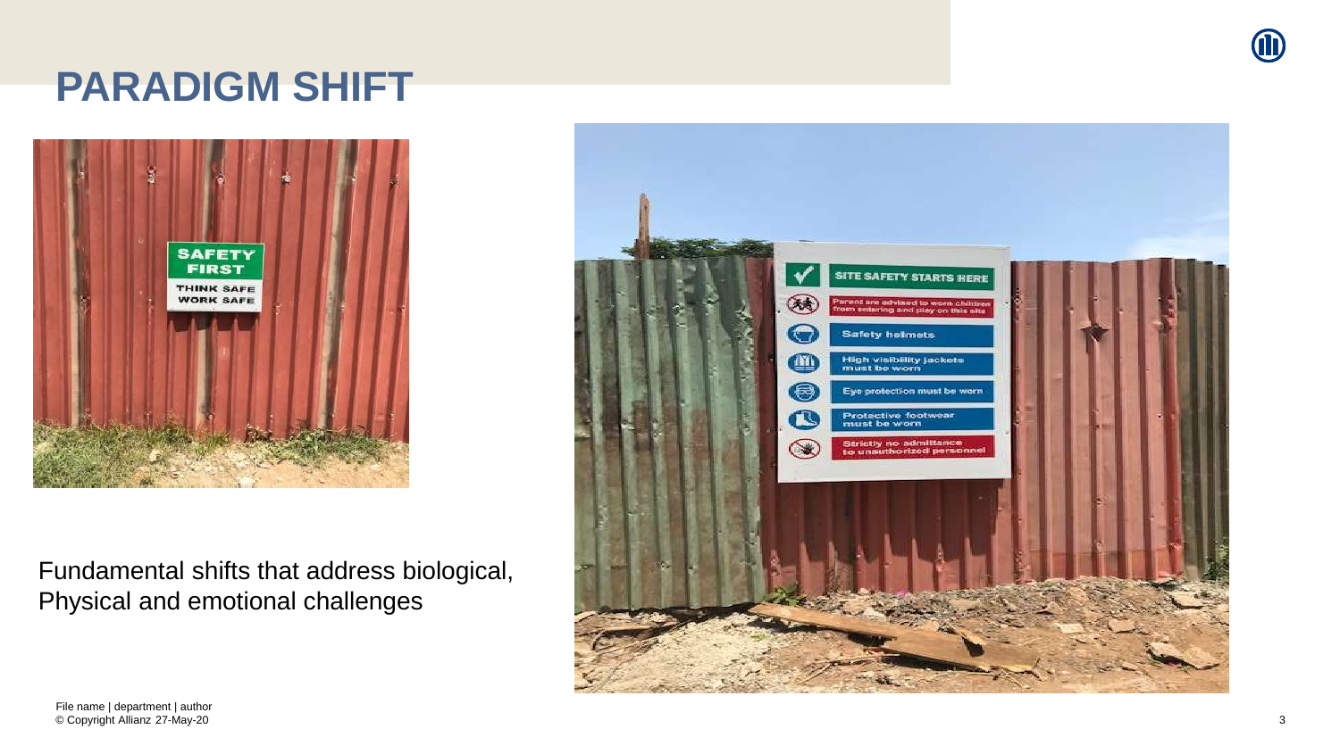# PARADIGM SHIFT

Fundamental shifts that address biological, Physical and emotional challenges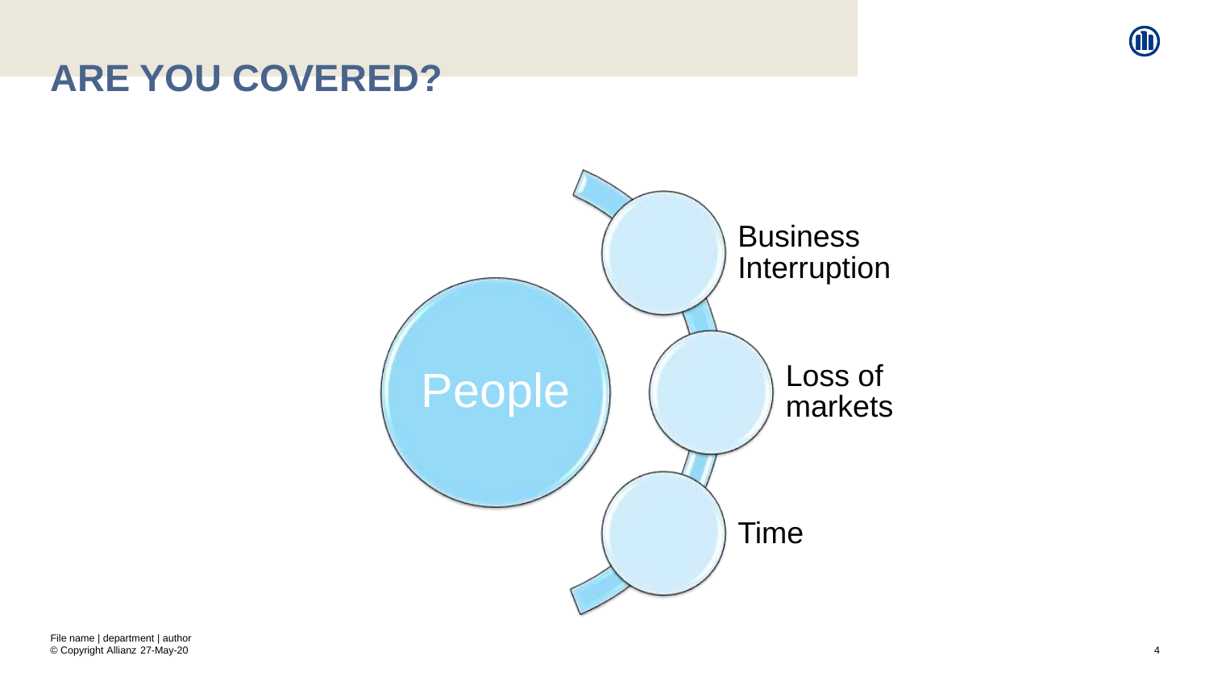# ARE YOU COVERED?

People

- Business Interruption
- Loss of markets
- Time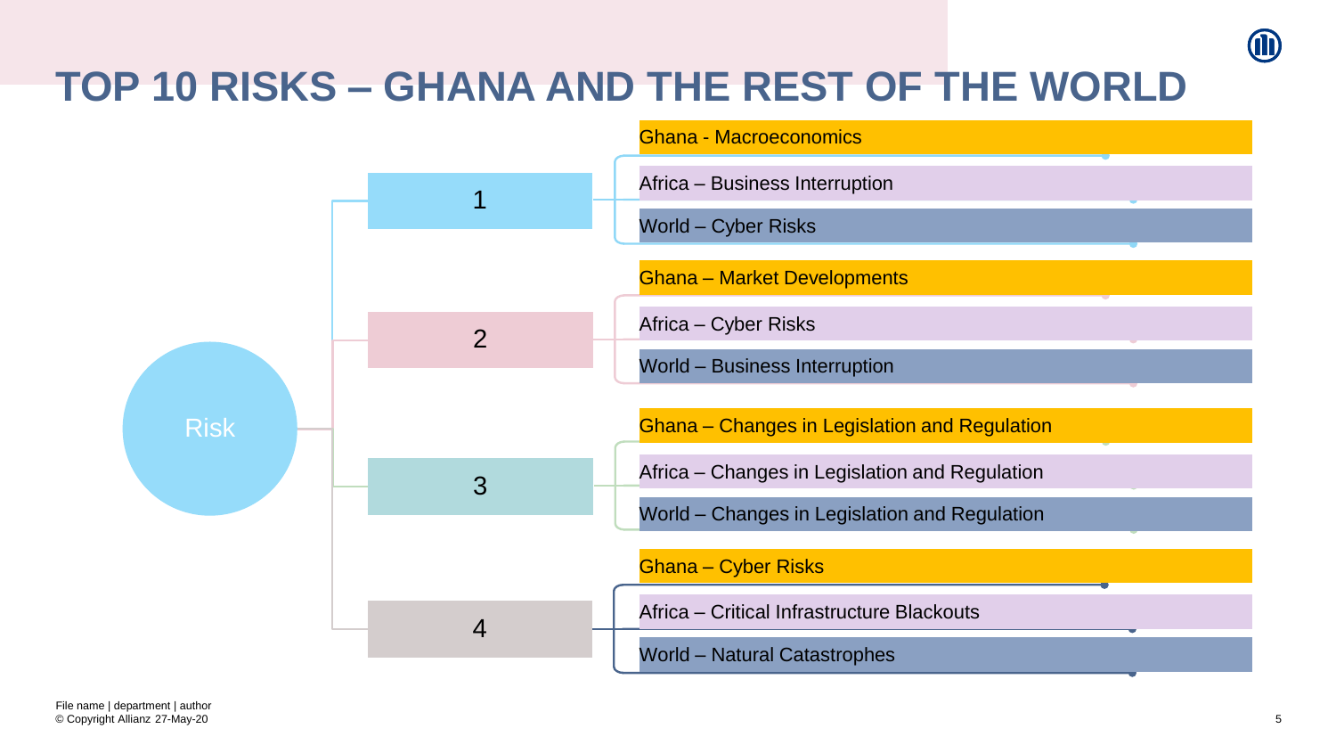# TOP 10 RISKS – GHANA AND THE REST OF THE WORLD

Risk

- **1**
  - Ghana - Macroeconomics
  - Africa – Business Interruption
  - World – Cyber Risks
- **2**
  - Ghana – Market Developments
  - Africa – Cyber Risks
  - World – Business Interruption
- **3**
  - Ghana – Changes in Legislation and Regulation
  - Africa – Changes in Legislation and Regulation
  - World – Changes in Legislation and Regulation
- **4**
  - Ghana – Cyber Risks
  - Africa – Critical Infrastructure Blackouts
  - World – Natural Catastrophes

File name | department | author
© Copyright Allianz 27-May-20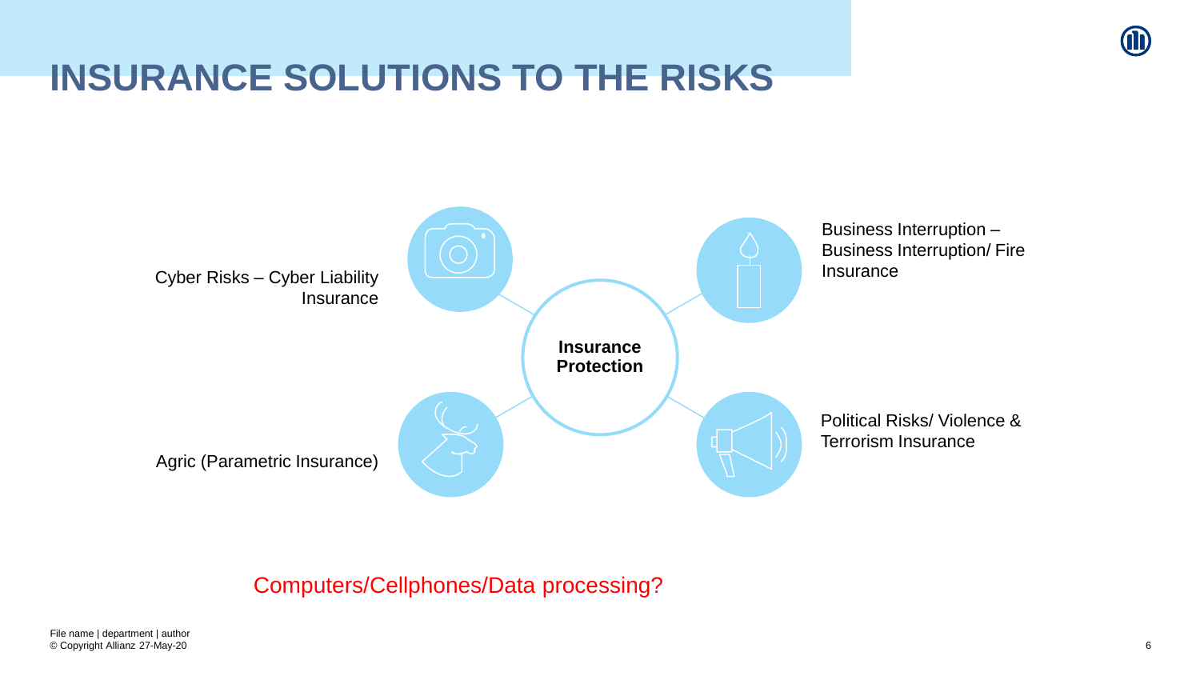# INSURANCE SOLUTIONS TO THE RISKS

**Insurance Protection**

- Cyber Risks – Cyber Liability Insurance
- Business Interruption – Business Interruption/ Fire Insurance
- Agric (Parametric Insurance)
- Political Risks/ Violence & Terrorism Insurance

Computers/Cellphones/Data processing?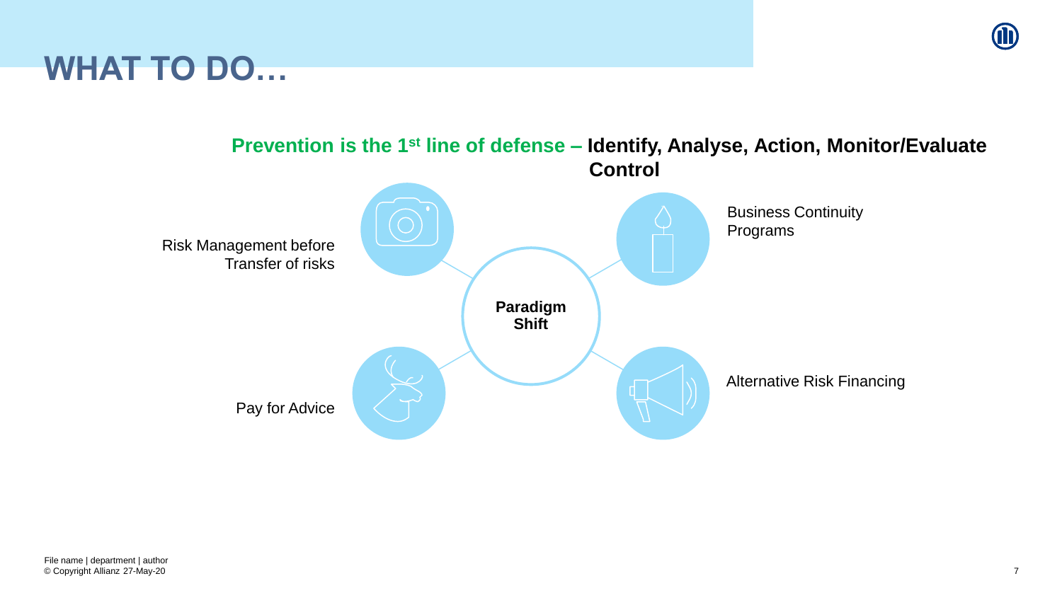# WHAT TO DO…

**Prevention is the 1st line of defense – Identify, Analyse, Action, Monitor/Evaluate Control**

**Paradigm Shift**

- Risk Management before Transfer of risks
- Business Continuity Programs
- Pay for Advice
- Alternative Risk Financing

File name | department | author
© Copyright Allianz 27-May-20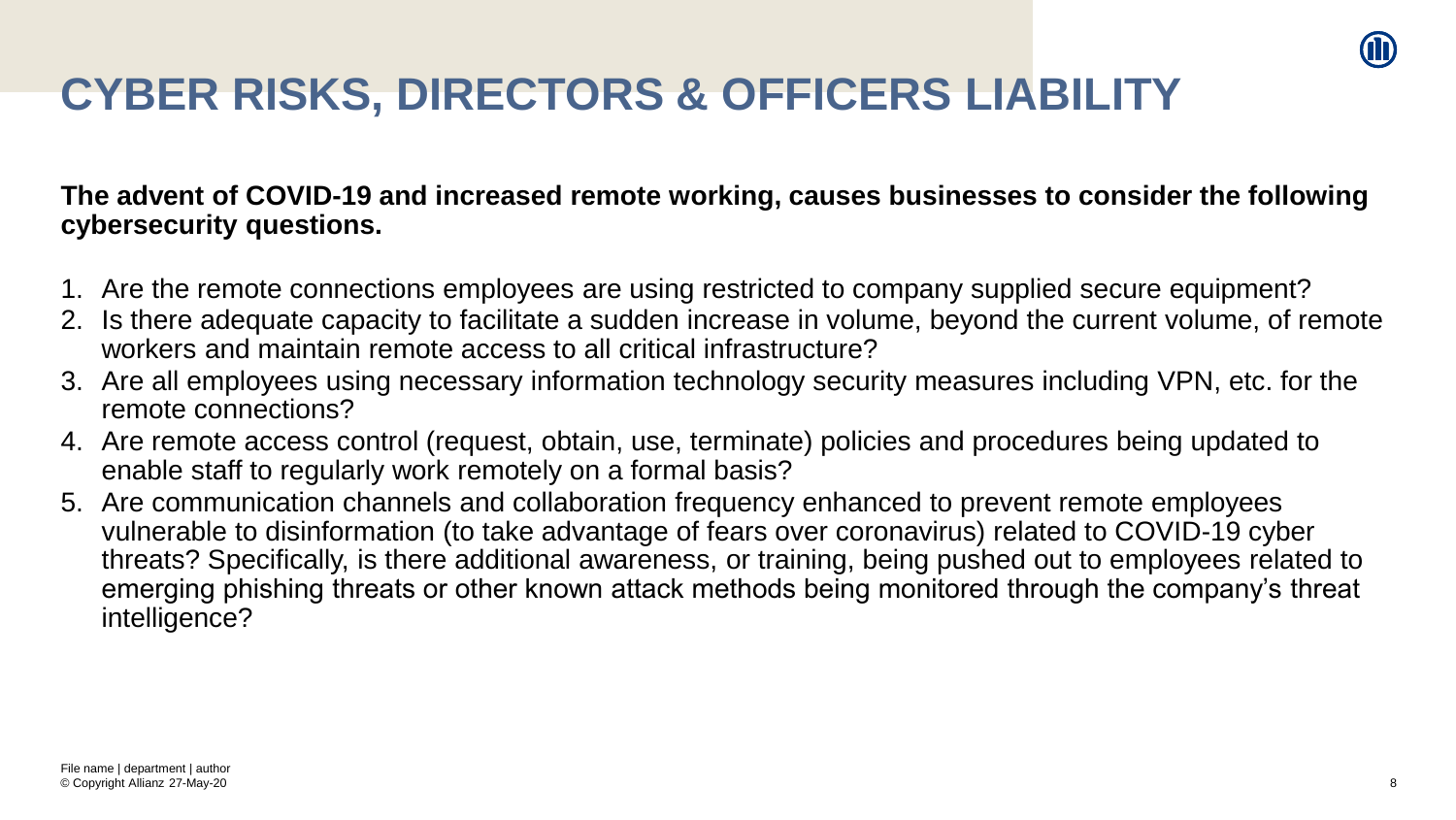# CYBER RISKS, DIRECTORS & OFFICERS LIABILITY

**The advent of COVID-19 and increased remote working, causes businesses to consider the following cybersecurity questions.**

1. Are the remote connections employees are using restricted to company supplied secure equipment?
2. Is there adequate capacity to facilitate a sudden increase in volume, beyond the current volume, of remote workers and maintain remote access to all critical infrastructure?
3. Are all employees using necessary information technology security measures including VPN, etc. for the remote connections?
4. Are remote access control (request, obtain, use, terminate) policies and procedures being updated to enable staff to regularly work remotely on a formal basis?
5. Are communication channels and collaboration frequency enhanced to prevent remote employees vulnerable to disinformation (to take advantage of fears over coronavirus) related to COVID-19 cyber threats? Specifically, is there additional awareness, or training, being pushed out to employees related to emerging phishing threats or other known attack methods being monitored through the company's threat intelligence?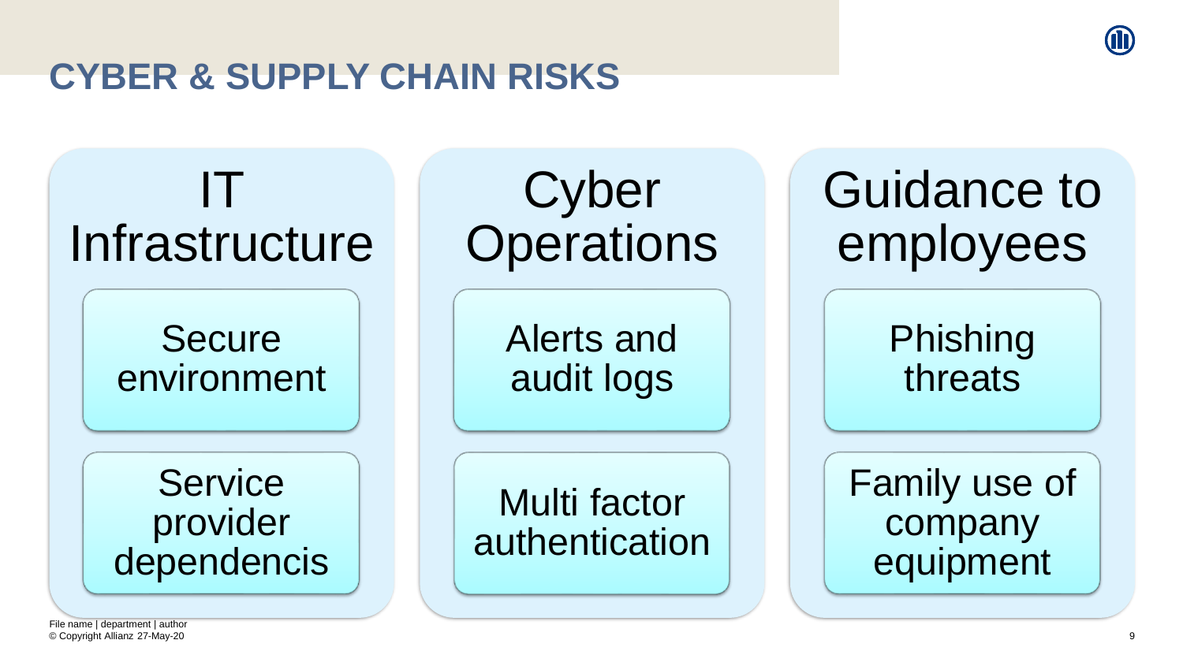# CYBER & SUPPLY CHAIN RISKS

## IT Infrastructure

- Secure environment
- Service provider dependencis

## Cyber Operations

- Alerts and audit logs
- Multi factor authentication

## Guidance to employees

- Phishing threats
- Family use of company equipment

File name | department | author
© Copyright Allianz 27-May-20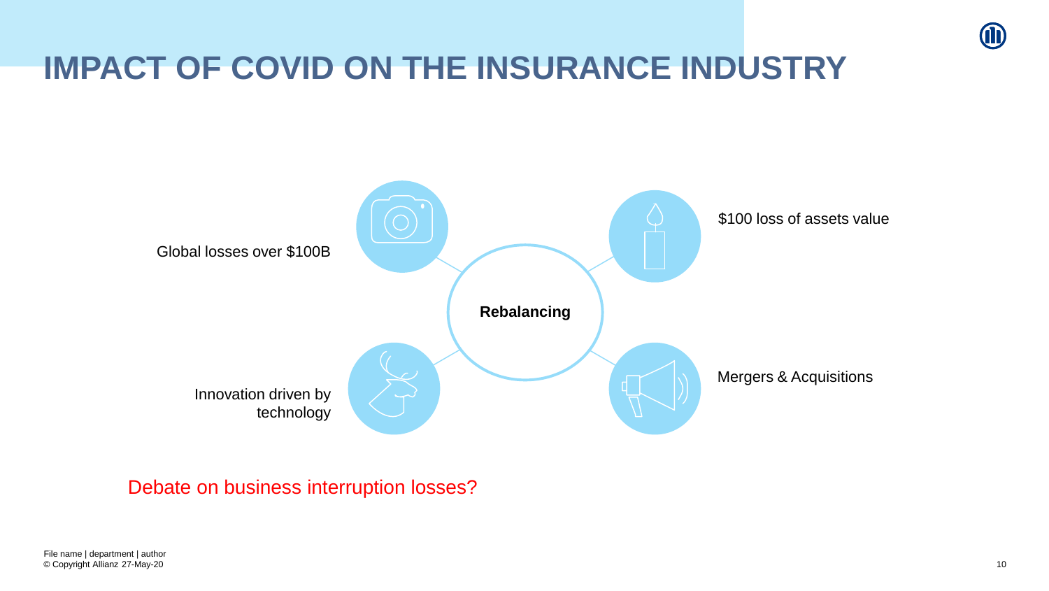# IMPACT OF COVID ON THE INSURANCE INDUSTRY

**Rebalancing**

Global losses over $100B

$100 loss of assets value

Innovation driven by technology

Mergers & Acquisitions

Debate on business interruption losses?

File name | department | author
© Copyright Allianz 27-May-20